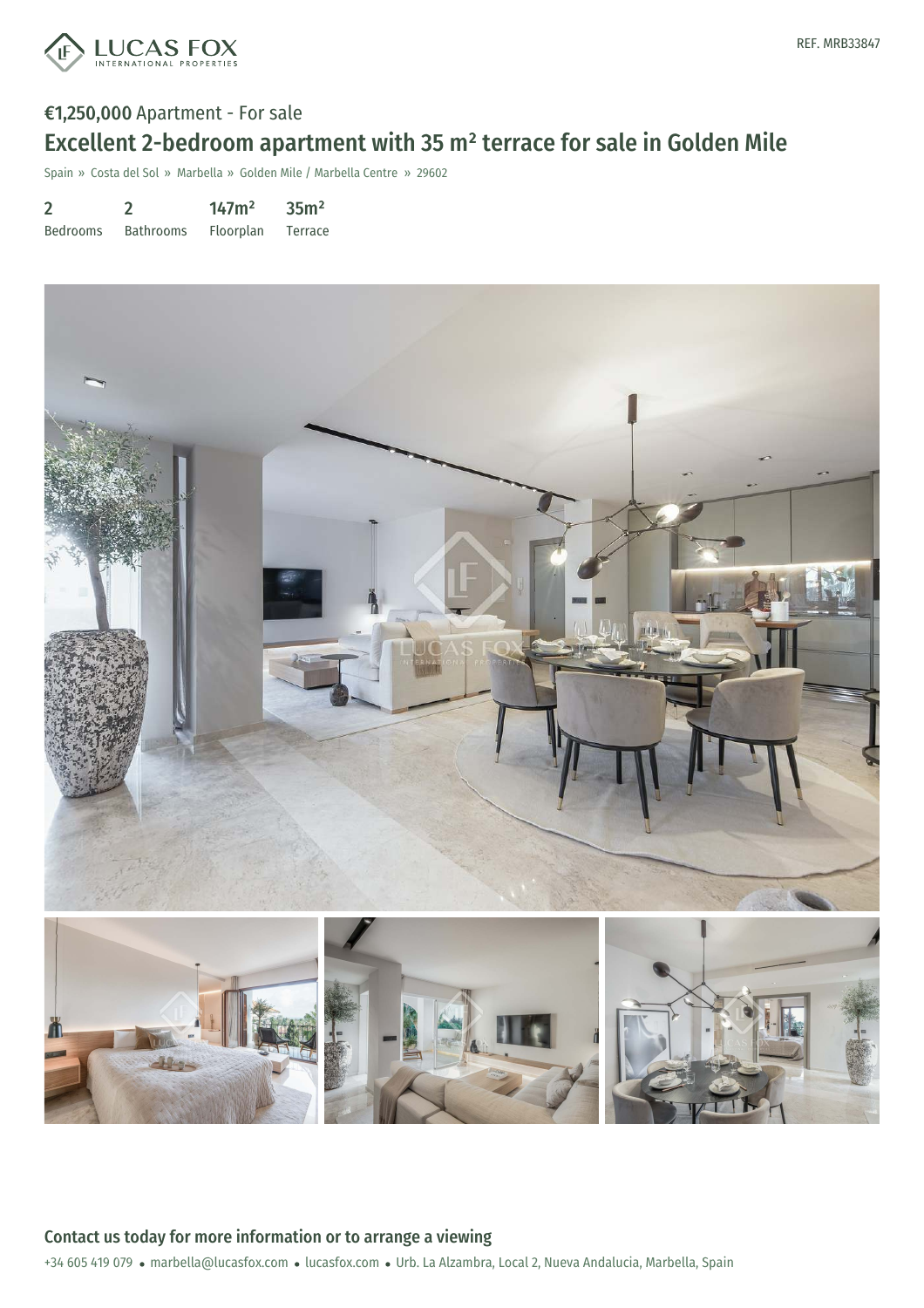REF. MRB33847

**€1,250,000** Apartment - For sale

# Excellent 2-bedroom apartment with 35 m² terrace for sale in Golden Mile

Spain » Costa del Sol » Marbella » Golden Mile / Marbella Centre » 29602

| 2 | 2 | 147m² | 35m² |
|---|---|---|---|
| Bedrooms | Bathrooms | Floorplan | Terrace |

## Contact us today for more information or to arrange a viewing

+34 605 419 079 • marbella@lucasfox.com • lucasfox.com • Urb. La Alzambra, Local 2, Nueva Andalucia, Marbella, Spain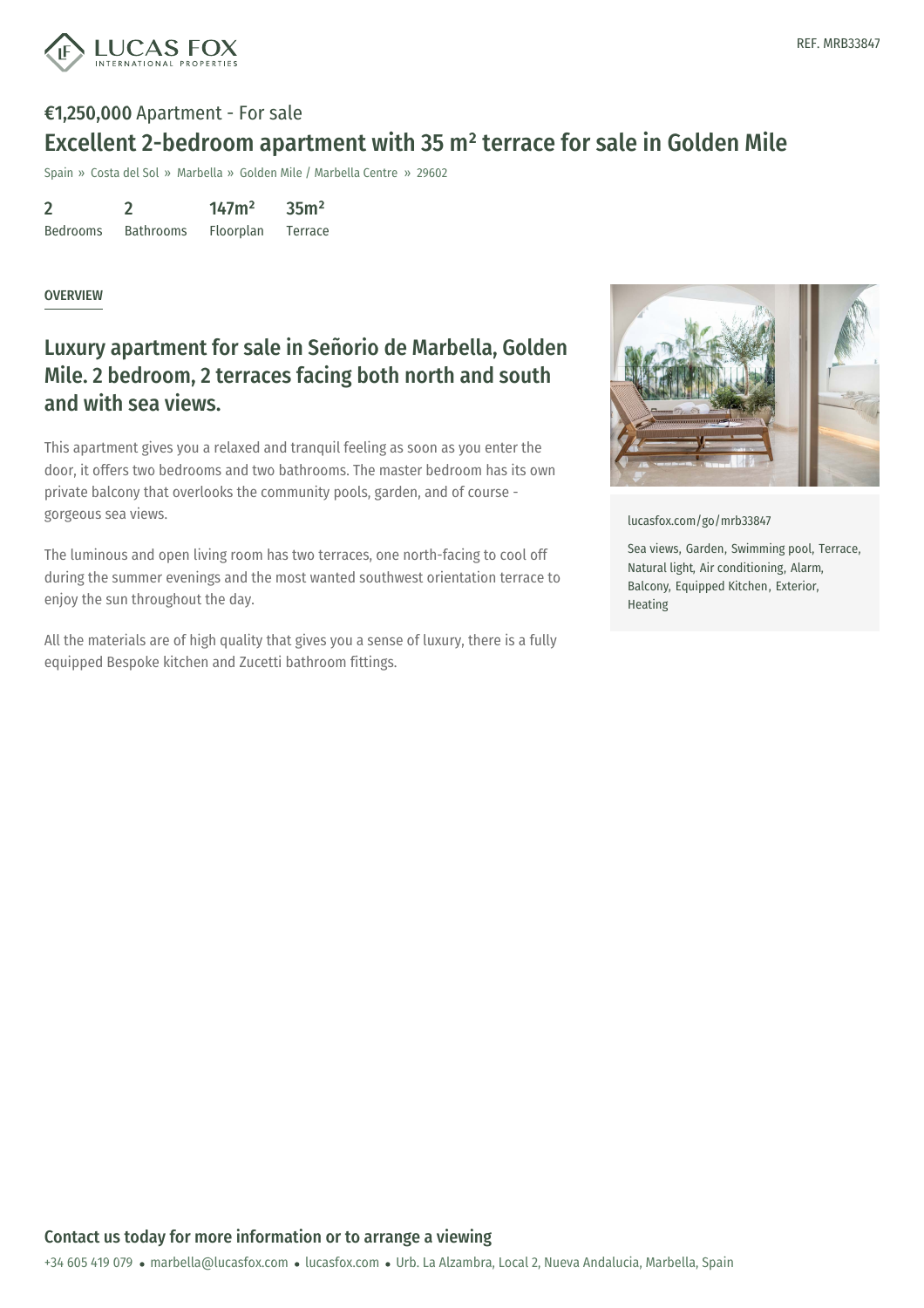REF. MRB33847

**€1,250,000** Apartment - For sale

# Excellent 2-bedroom apartment with 35 m² terrace for sale in Golden Mile

Spain » Costa del Sol » Marbella » Golden Mile / Marbella Centre » 29602

| 2 | 2 | 147m² | 35m² |
|---|---|---|---|
| Bedrooms | Bathrooms | Floorplan | Terrace |

OVERVIEW

## Luxury apartment for sale in Señorio de Marbella, Golden Mile. 2 bedroom, 2 terraces facing both north and south and with sea views.

This apartment gives you a relaxed and tranquil feeling as soon as you enter the door, it offers two bedrooms and two bathrooms. The master bedroom has its own private balcony that overlooks the community pools, garden, and of course - gorgeous sea views.

The luminous and open living room has two terraces, one north-facing to cool off during the summer evenings and the most wanted southwest orientation terrace to enjoy the sun throughout the day.

All the materials are of high quality that gives you a sense of luxury, there is a fully equipped Bespoke kitchen and Zucetti bathroom fittings.

lucasfox.com/go/mrb33847

Sea views, Garden, Swimming pool, Terrace, Natural light, Air conditioning, Alarm, Balcony, Equipped Kitchen, Exterior, Heating

**Contact us today for more information or to arrange a viewing**

+34 605 419 079 • marbella@lucasfox.com • lucasfox.com • Urb. La Alzambra, Local 2, Nueva Andalucia, Marbella, Spain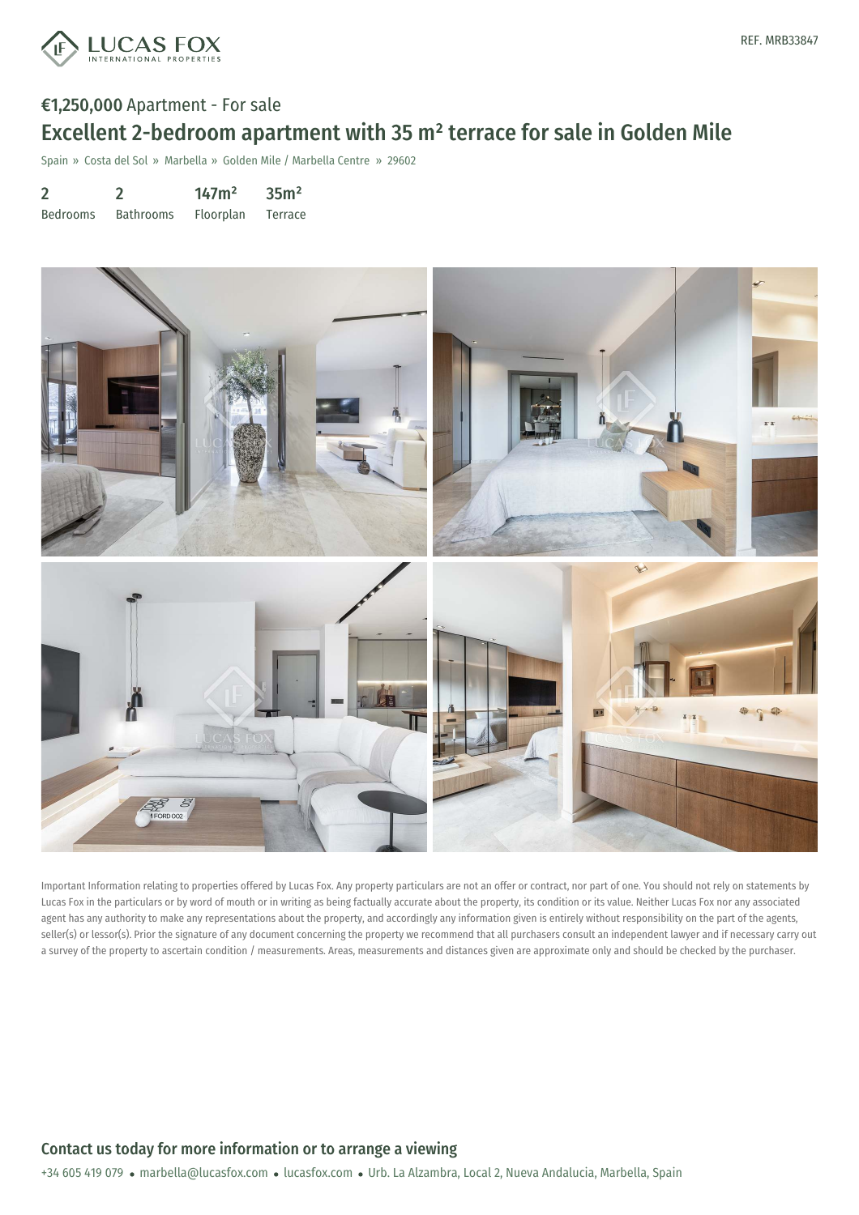# €1,250,000 Apartment - For sale

## Excellent 2-bedroom apartment with 35 m² terrace for sale in Golden Mile

Spain » Costa del Sol » Marbella » Golden Mile / Marbella Centre » 29602

| 2 | 2 | 147m² | 35m² |
| --- | --- | --- | --- |
| Bedrooms | Bathrooms | Floorplan | Terrace |

Important Information relating to properties offered by Lucas Fox. Any property particulars are not an offer or contract, nor part of one. You should not rely on statements by Lucas Fox in the particulars or by word of mouth or in writing as being factually accurate about the property, its condition or its value. Neither Lucas Fox nor any associated agent has any authority to make any representations about the property, and accordingly any information given is entirely without responsibility on the part of the agents, seller(s) or lessor(s). Prior the signature of any document concerning the property we recommend that all purchasers consult an independent lawyer and if necessary carry out a survey of the property to ascertain condition / measurements. Areas, measurements and distances given are approximate only and should be checked by the purchaser.

## Contact us today for more information or to arrange a viewing

+34 605 419 079 • marbella@lucasfox.com • lucasfox.com • Urb. La Alzambra, Local 2, Nueva Andalucia, Marbella, Spain